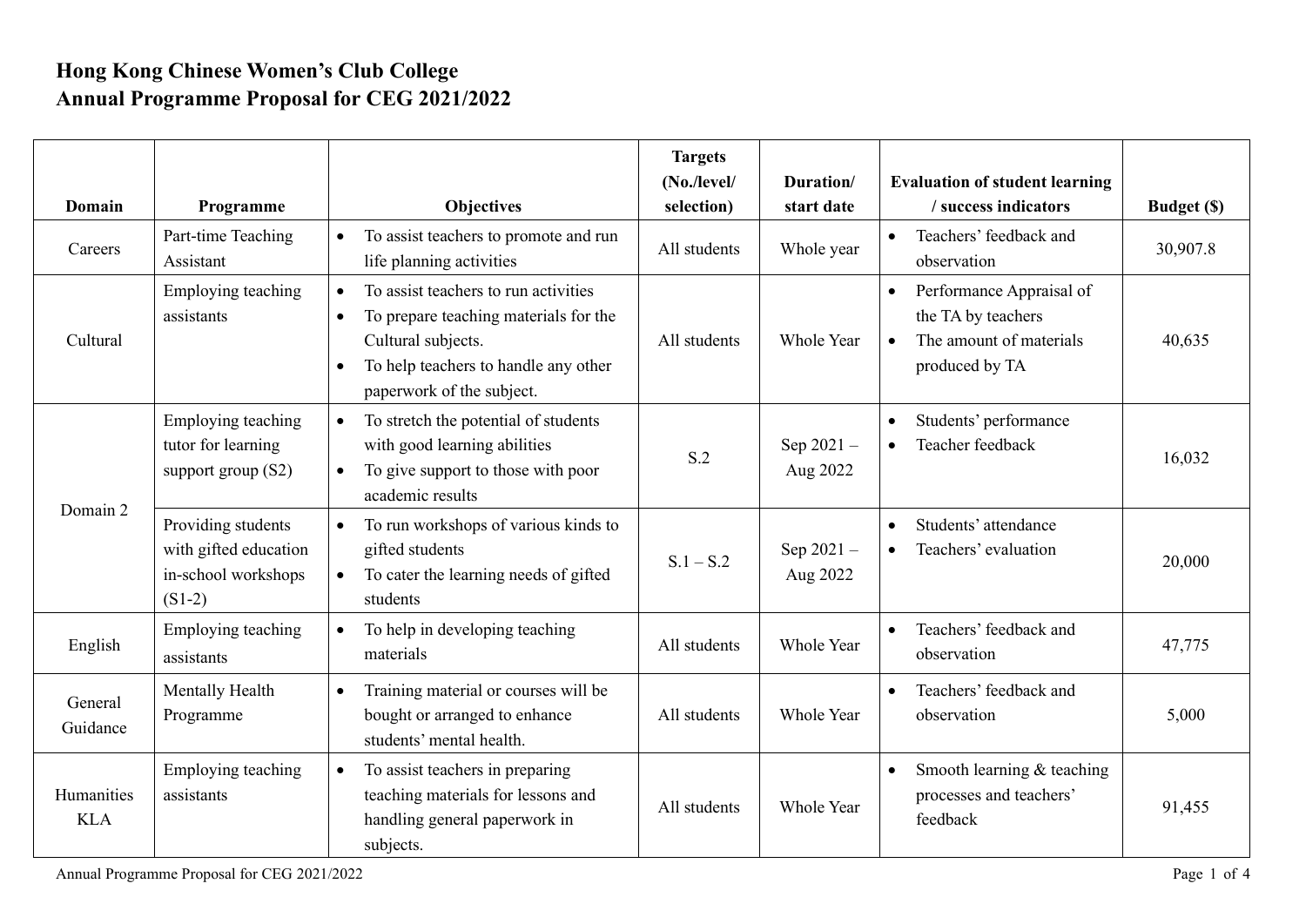# Hong Kong Chinese Women's Club College
# Annual Programme Proposal for CEG 2021/2022

| Domain | Programme | Objectives | Targets (No./level/ selection) | Duration/ start date | Evaluation of student learning / success indicators | Budget ($) |
|---|---|---|---|---|---|---|
| Careers | Part-time Teaching Assistant | • To assist teachers to promote and run life planning activities | All students | Whole year | • Teachers' feedback and observation | 30,907.8 |
| Cultural | Employing teaching assistants | • To assist teachers to run activities<br>• To prepare teaching materials for the Cultural subjects.<br>• To help teachers to handle any other paperwork of the subject. | All students | Whole Year | • Performance Appraisal of the TA by teachers<br>• The amount of materials produced by TA | 40,635 |
| Domain 2 | Employing teaching tutor for learning support group (S2) | • To stretch the potential of students with good learning abilities<br>• To give support to those with poor academic results | S.2 | Sep 2021 – Aug 2022 | • Students' performance<br>• Teacher feedback | 16,032 |
| | Providing students with gifted education in-school workshops (S1-2) | • To run workshops of various kinds to gifted students<br>• To cater the learning needs of gifted students | S.1 – S.2 | Sep 2021 – Aug 2022 | • Students' attendance<br>• Teachers' evaluation | 20,000 |
| English | Employing teaching assistants | • To help in developing teaching materials | All students | Whole Year | • Teachers' feedback and observation | 47,775 |
| General Guidance | Mentally Health Programme | • Training material or courses will be bought or arranged to enhance students' mental health. | All students | Whole Year | • Teachers' feedback and observation | 5,000 |
| Humanities KLA | Employing teaching assistants | • To assist teachers in preparing teaching materials for lessons and handling general paperwork in subjects. | All students | Whole Year | • Smooth learning & teaching processes and teachers' feedback | 91,455 |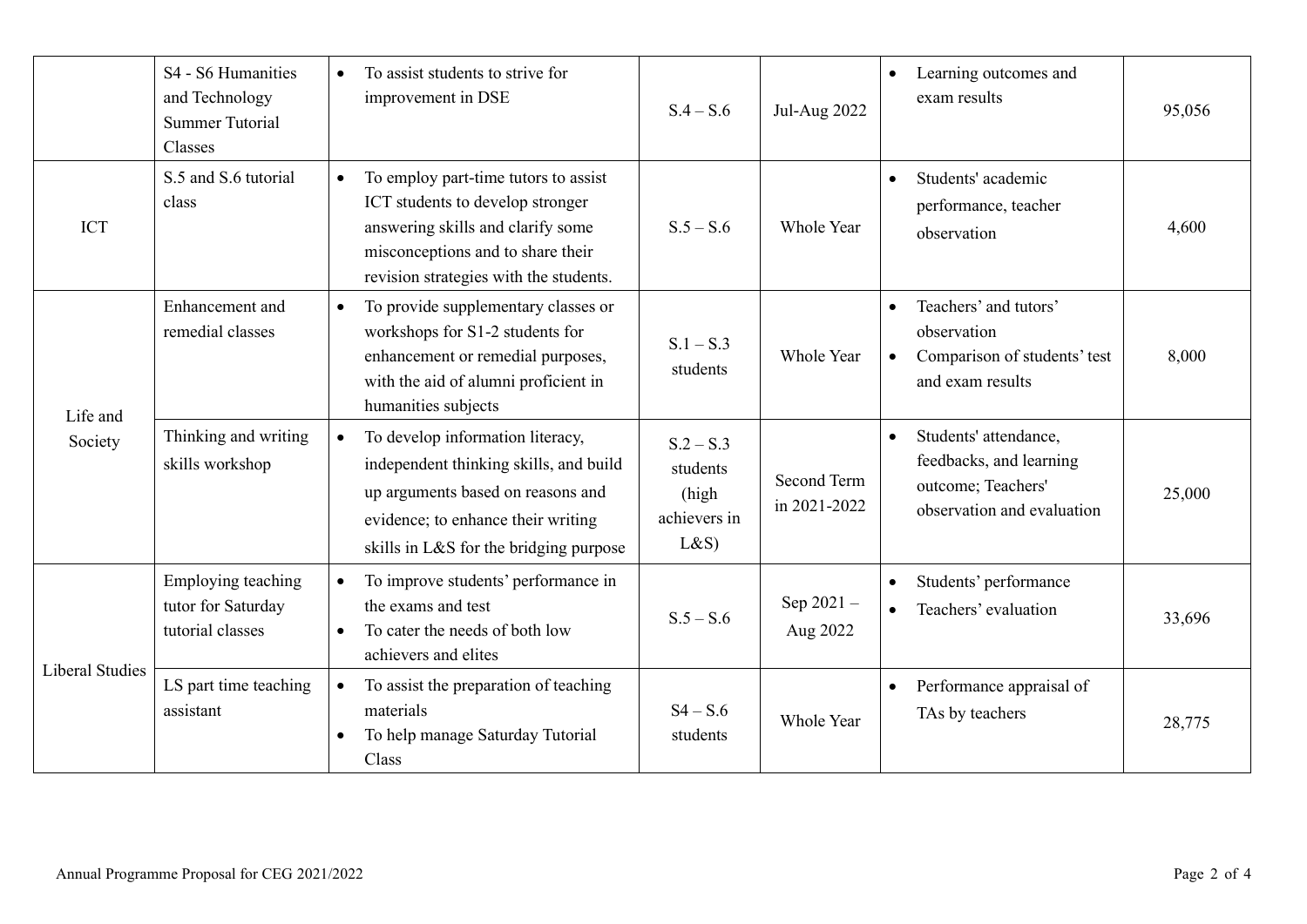| | | | | | | |
|---|---|---|---|---|---|---|
| | S4 - S6 Humanities and Technology Summer Tutorial Classes | • To assist students to strive for improvement in DSE | S.4 – S.6 | Jul-Aug 2022 | • Learning outcomes and exam results | 95,056 |
| ICT | S.5 and S.6 tutorial class | • To employ part-time tutors to assist ICT students to develop stronger answering skills and clarify some misconceptions and to share their revision strategies with the students. | S.5 – S.6 | Whole Year | • Students' academic performance, teacher observation | 4,600 |
| Life and Society | Enhancement and remedial classes | • To provide supplementary classes or workshops for S1-2 students for enhancement or remedial purposes, with the aid of alumni proficient in humanities subjects | S.1 – S.3 students | Whole Year | • Teachers' and tutors' observation<br>• Comparison of students' test and exam results | 8,000 |
| | Thinking and writing skills workshop | • To develop information literacy, independent thinking skills, and build up arguments based on reasons and evidence; to enhance their writing skills in L&S for the bridging purpose | S.2 – S.3 students (high achievers in L&S) | Second Term in 2021-2022 | • Students' attendance, feedbacks, and learning outcome; Teachers' observation and evaluation | 25,000 |
| Liberal Studies | Employing teaching tutor for Saturday tutorial classes | • To improve students' performance in the exams and test<br>• To cater the needs of both low achievers and elites | S.5 – S.6 | Sep 2021 – Aug 2022 | • Students' performance<br>• Teachers' evaluation | 33,696 |
| | LS part time teaching assistant | • To assist the preparation of teaching materials<br>• To help manage Saturday Tutorial Class | S4 – S.6 students | Whole Year | • Performance appraisal of TAs by teachers | 28,775 |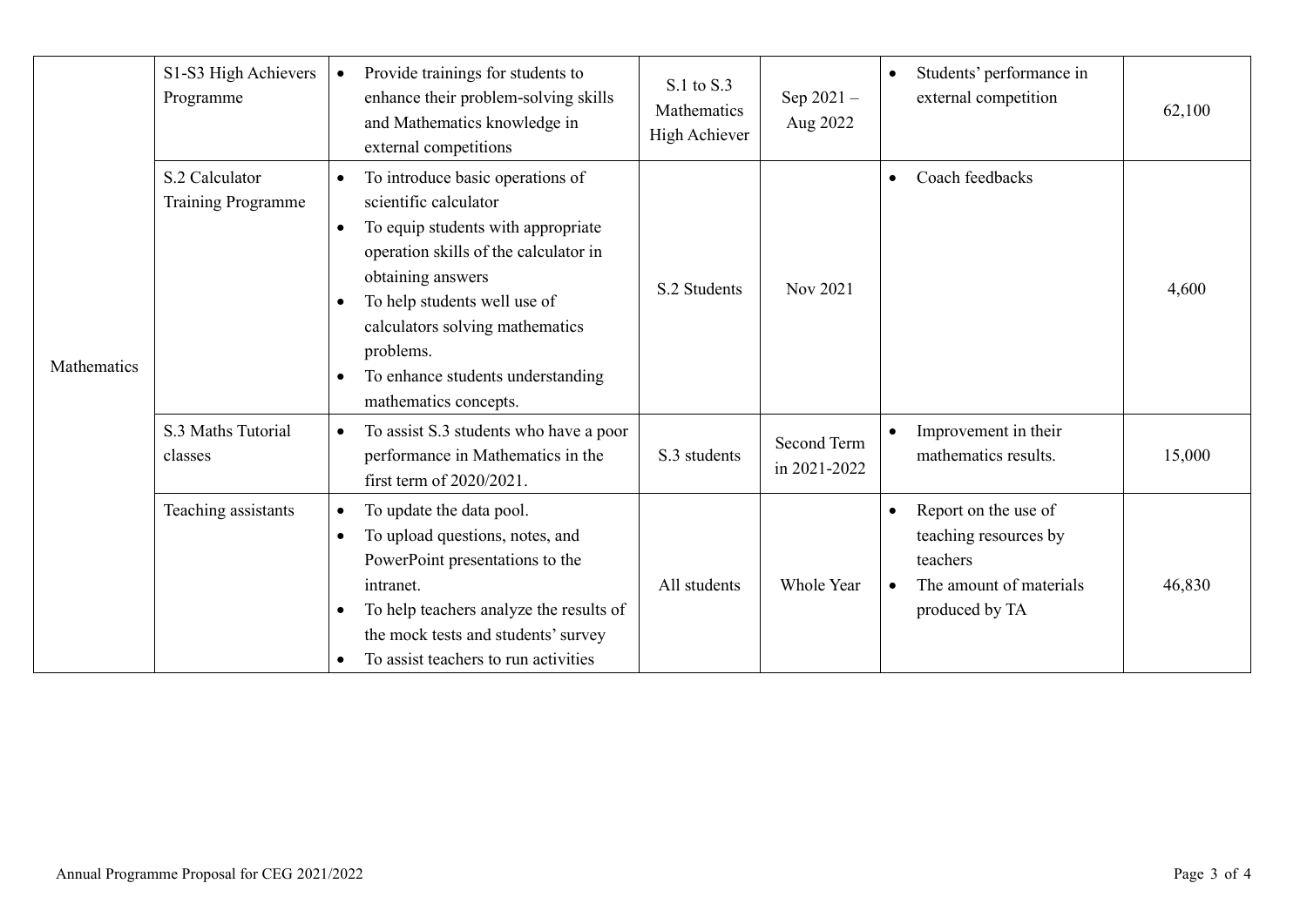| | | | | | | |
|---|---|---|---|---|---|---|
| Mathematics | S1-S3 High Achievers Programme | • Provide trainings for students to enhance their problem-solving skills and Mathematics knowledge in external competitions | S.1 to S.3 Mathematics High Achiever | Sep 2021 – Aug 2022 | • Students' performance in external competition | 62,100 |
| | S.2 Calculator Training Programme | • To introduce basic operations of scientific calculator<br>• To equip students with appropriate operation skills of the calculator in obtaining answers<br>• To help students well use of calculators solving mathematics problems.<br>• To enhance students understanding mathematics concepts. | S.2 Students | Nov 2021 | • Coach feedbacks | 4,600 |
| | S.3 Maths Tutorial classes | • To assist S.3 students who have a poor performance in Mathematics in the first term of 2020/2021. | S.3 students | Second Term in 2021-2022 | • Improvement in their mathematics results. | 15,000 |
| | Teaching assistants | • To update the data pool.<br>• To upload questions, notes, and PowerPoint presentations to the intranet.<br>• To help teachers analyze the results of the mock tests and students' survey<br>• To assist teachers to run activities | All students | Whole Year | • Report on the use of teaching resources by teachers<br>• The amount of materials produced by TA | 46,830 |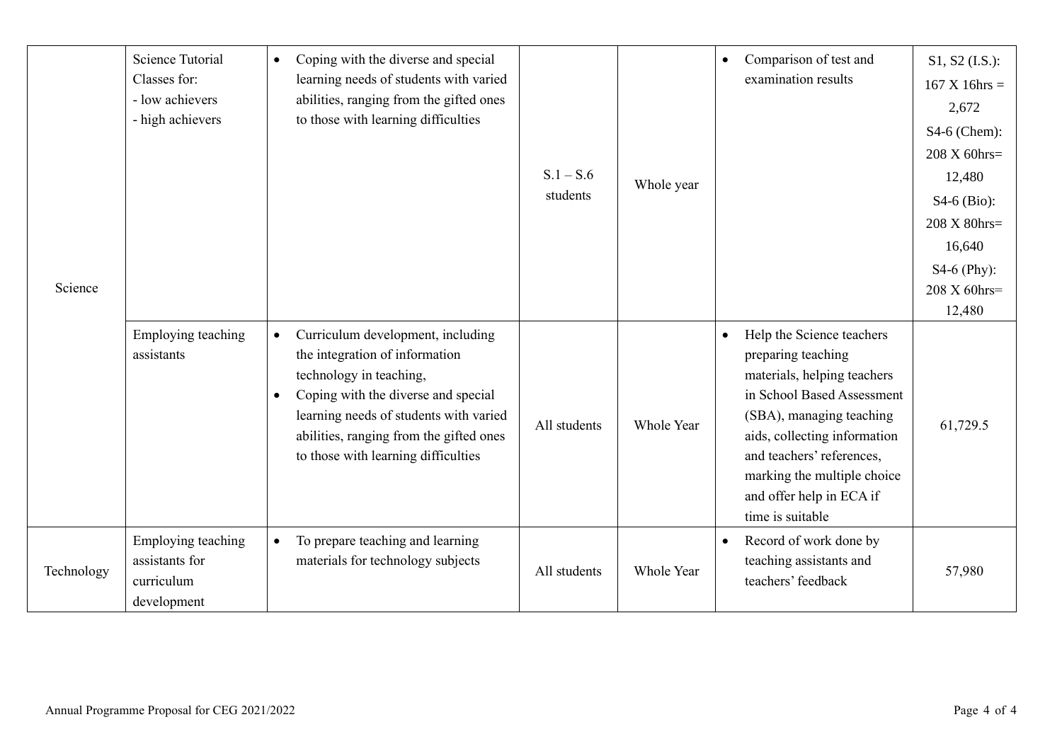| | | | | | | |
|---|---|---|---|---|---|---|
| Science | Science Tutorial Classes for:<br>- low achievers<br>- high achievers | • Coping with the diverse and special learning needs of students with varied abilities, ranging from the gifted ones to those with learning difficulties | S.1 – S.6 students | Whole year | • Comparison of test and examination results | S1, S2 (I.S.):<br>167 X 16hrs = 2,672<br>S4-6 (Chem):<br>208 X 60hrs= 12,480<br>S4-6 (Bio):<br>208 X 80hrs= 16,640<br>S4-6 (Phy):<br>208 X 60hrs= 12,480 |
| | Employing teaching assistants | • Curriculum development, including the integration of information technology in teaching,<br>• Coping with the diverse and special learning needs of students with varied abilities, ranging from the gifted ones to those with learning difficulties | All students | Whole Year | • Help the Science teachers preparing teaching materials, helping teachers in School Based Assessment (SBA), managing teaching aids, collecting information and teachers' references, marking the multiple choice and offer help in ECA if time is suitable | 61,729.5 |
| Technology | Employing teaching assistants for curriculum development | • To prepare teaching and learning materials for technology subjects | All students | Whole Year | • Record of work done by teaching assistants and teachers' feedback | 57,980 |